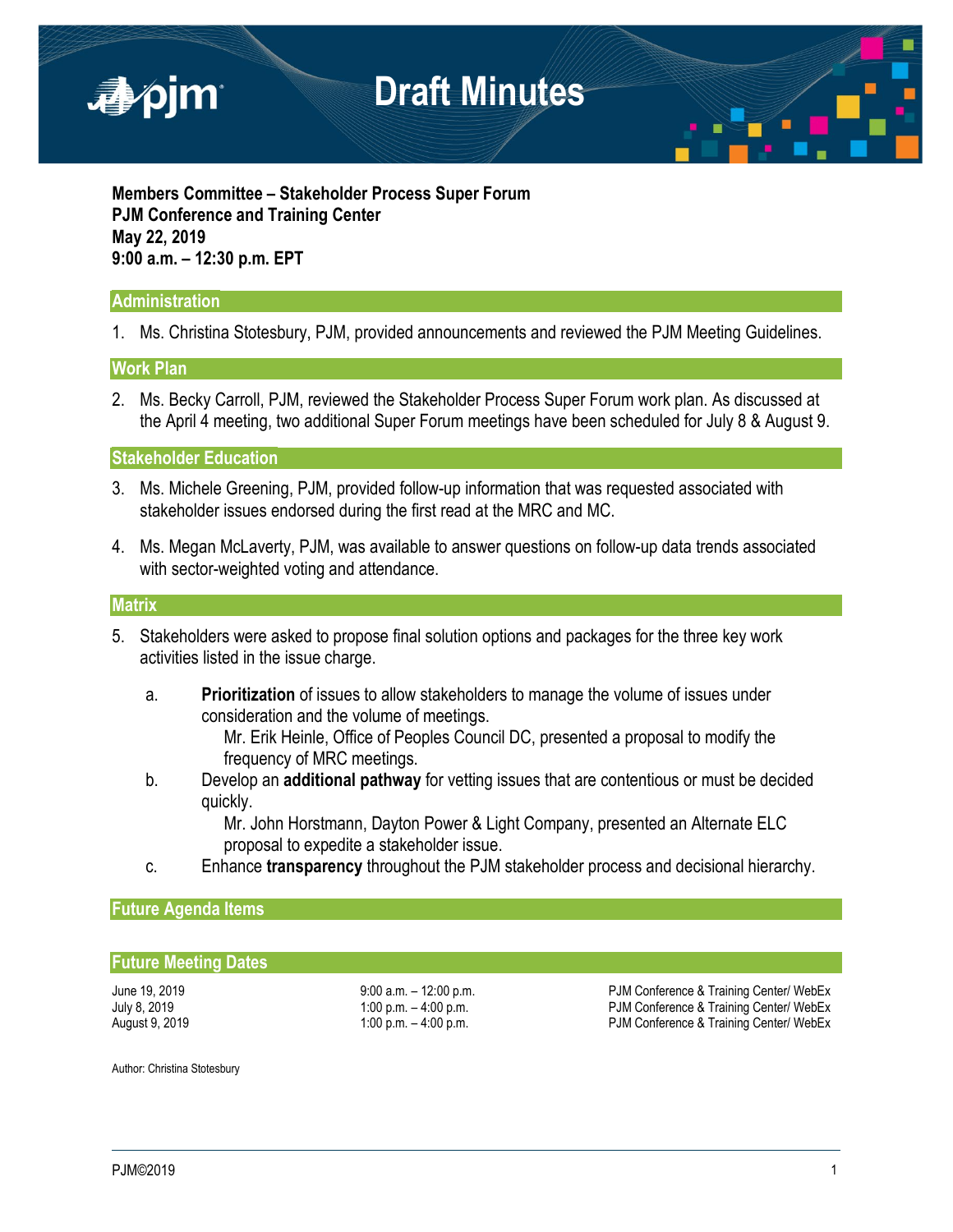# Draft Minutes

**Members Committee – Stakeholder Process Super Forum**
**PJM Conference and Training Center**
**May 22, 2019**
**9:00 a.m. – 12:30 p.m. EPT**

## Administration

1. Ms. Christina Stotesbury, PJM, provided announcements and reviewed the PJM Meeting Guidelines.

## Work Plan

2. Ms. Becky Carroll, PJM, reviewed the Stakeholder Process Super Forum work plan. As discussed at the April 4 meeting, two additional Super Forum meetings have been scheduled for July 8 & August 9.

## Stakeholder Education

3. Ms. Michele Greening, PJM, provided follow-up information that was requested associated with stakeholder issues endorsed during the first read at the MRC and MC.

4. Ms. Megan McLaverty, PJM, was available to answer questions on follow-up data trends associated with sector-weighted voting and attendance.

## Matrix

5. Stakeholders were asked to propose final solution options and packages for the three key work activities listed in the issue charge.

   a. **Prioritization** of issues to allow stakeholders to manage the volume of issues under consideration and the volume of meetings.
      Mr. Erik Heinle, Office of Peoples Council DC, presented a proposal to modify the frequency of MRC meetings.

   b. Develop an **additional pathway** for vetting issues that are contentious or must be decided quickly.
      Mr. John Horstmann, Dayton Power & Light Company, presented an Alternate ELC proposal to expedite a stakeholder issue.

   c. Enhance **transparency** throughout the PJM stakeholder process and decisional hierarchy.

## Future Agenda Items

## Future Meeting Dates

| | | |
|---|---|---|
| June 19, 2019 | 9:00 a.m. – 12:00 p.m. | PJM Conference & Training Center/ WebEx |
| July 8, 2019 | 1:00 p.m. – 4:00 p.m. | PJM Conference & Training Center/ WebEx |
| August 9, 2019 | 1:00 p.m. – 4:00 p.m. | PJM Conference & Training Center/ WebEx |

Author: Christina Stotesbury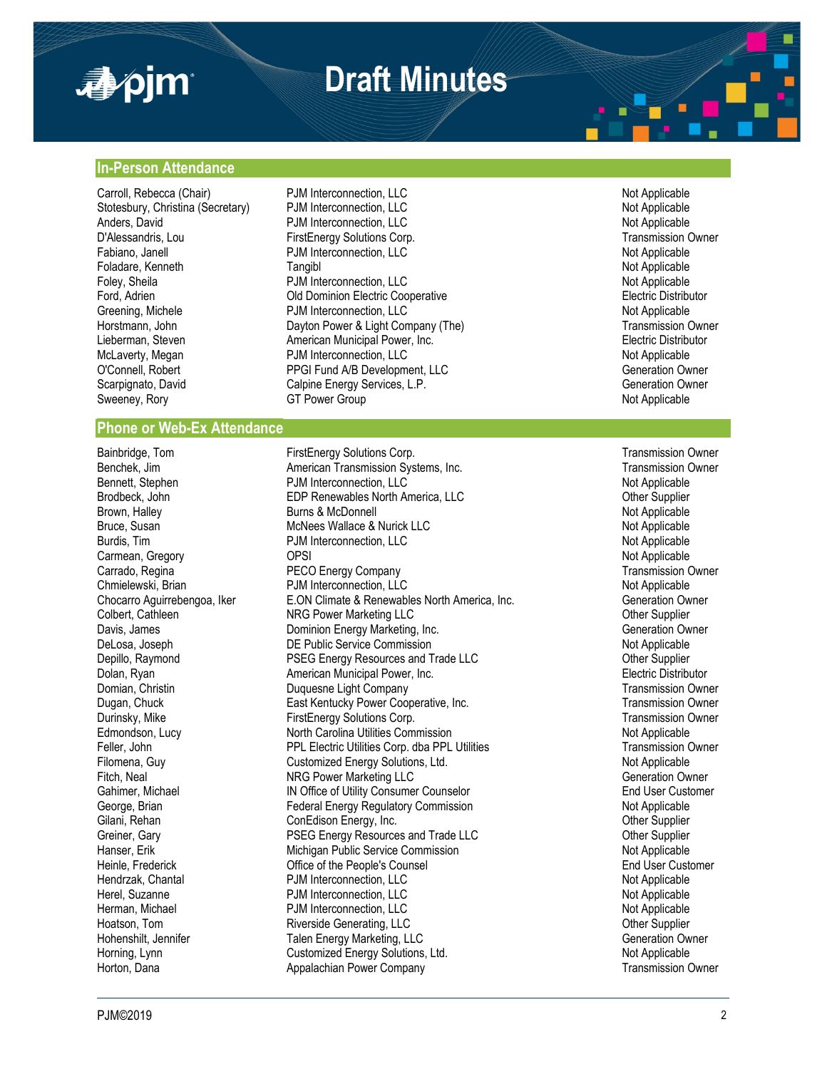# Draft Minutes

## In-Person Attendance

| | | |
|---|---|---|
| Carroll, Rebecca (Chair) | PJM Interconnection, LLC | Not Applicable |
| Stotesbury, Christina (Secretary) | PJM Interconnection, LLC | Not Applicable |
| Anders, David | PJM Interconnection, LLC | Not Applicable |
| D'Alessandris, Lou | FirstEnergy Solutions Corp. | Transmission Owner |
| Fabiano, Janell | PJM Interconnection, LLC | Not Applicable |
| Foladare, Kenneth | Tangibl | Not Applicable |
| Foley, Sheila | PJM Interconnection, LLC | Not Applicable |
| Ford, Adrien | Old Dominion Electric Cooperative | Electric Distributor |
| Greening, Michele | PJM Interconnection, LLC | Not Applicable |
| Horstmann, John | Dayton Power & Light Company (The) | Transmission Owner |
| Lieberman, Steven | American Municipal Power, Inc. | Electric Distributor |
| McLaverty, Megan | PJM Interconnection, LLC | Not Applicable |
| O'Connell, Robert | PPGI Fund A/B Development, LLC | Generation Owner |
| Scarpignato, David | Calpine Energy Services, L.P. | Generation Owner |
| Sweeney, Rory | GT Power Group | Not Applicable |

## Phone or Web-Ex Attendance

| | | |
|---|---|---|
| Bainbridge, Tom | FirstEnergy Solutions Corp. | Transmission Owner |
| Benchek, Jim | American Transmission Systems, Inc. | Transmission Owner |
| Bennett, Stephen | PJM Interconnection, LLC | Not Applicable |
| Brodbeck, John | EDP Renewables North America, LLC | Other Supplier |
| Brown, Halley | Burns & McDonnell | Not Applicable |
| Bruce, Susan | McNees Wallace & Nurick LLC | Not Applicable |
| Burdis, Tim | PJM Interconnection, LLC | Not Applicable |
| Carmean, Gregory | OPSI | Not Applicable |
| Carrado, Regina | PECO Energy Company | Transmission Owner |
| Chmielewski, Brian | PJM Interconnection, LLC | Not Applicable |
| Chocarro Aguirrebengoa, Iker | E.ON Climate & Renewables North America, Inc. | Generation Owner |
| Colbert, Cathleen | NRG Power Marketing LLC | Other Supplier |
| Davis, James | Dominion Energy Marketing, Inc. | Generation Owner |
| DeLosa, Joseph | DE Public Service Commission | Not Applicable |
| Depillo, Raymond | PSEG Energy Resources and Trade LLC | Other Supplier |
| Dolan, Ryan | American Municipal Power, Inc. | Electric Distributor |
| Domian, Christin | Duquesne Light Company | Transmission Owner |
| Dugan, Chuck | East Kentucky Power Cooperative, Inc. | Transmission Owner |
| Durinsky, Mike | FirstEnergy Solutions Corp. | Transmission Owner |
| Edmondson, Lucy | North Carolina Utilities Commission | Not Applicable |
| Feller, John | PPL Electric Utilities Corp. dba PPL Utilities | Transmission Owner |
| Filomena, Guy | Customized Energy Solutions, Ltd. | Not Applicable |
| Fitch, Neal | NRG Power Marketing LLC | Generation Owner |
| Gahimer, Michael | IN Office of Utility Consumer Counselor | End User Customer |
| George, Brian | Federal Energy Regulatory Commission | Not Applicable |
| Gilani, Rehan | ConEdison Energy, Inc. | Other Supplier |
| Greiner, Gary | PSEG Energy Resources and Trade LLC | Other Supplier |
| Hanser, Erik | Michigan Public Service Commission | Not Applicable |
| Heinle, Frederick | Office of the People's Counsel | End User Customer |
| Hendrzak, Chantal | PJM Interconnection, LLC | Not Applicable |
| Herel, Suzanne | PJM Interconnection, LLC | Not Applicable |
| Herman, Michael | PJM Interconnection, LLC | Not Applicable |
| Hoatson, Tom | Riverside Generating, LLC | Other Supplier |
| Hohenshilt, Jennifer | Talen Energy Marketing, LLC | Generation Owner |
| Horning, Lynn | Customized Energy Solutions, Ltd. | Not Applicable |
| Horton, Dana | Appalachian Power Company | Transmission Owner |

PJM©2019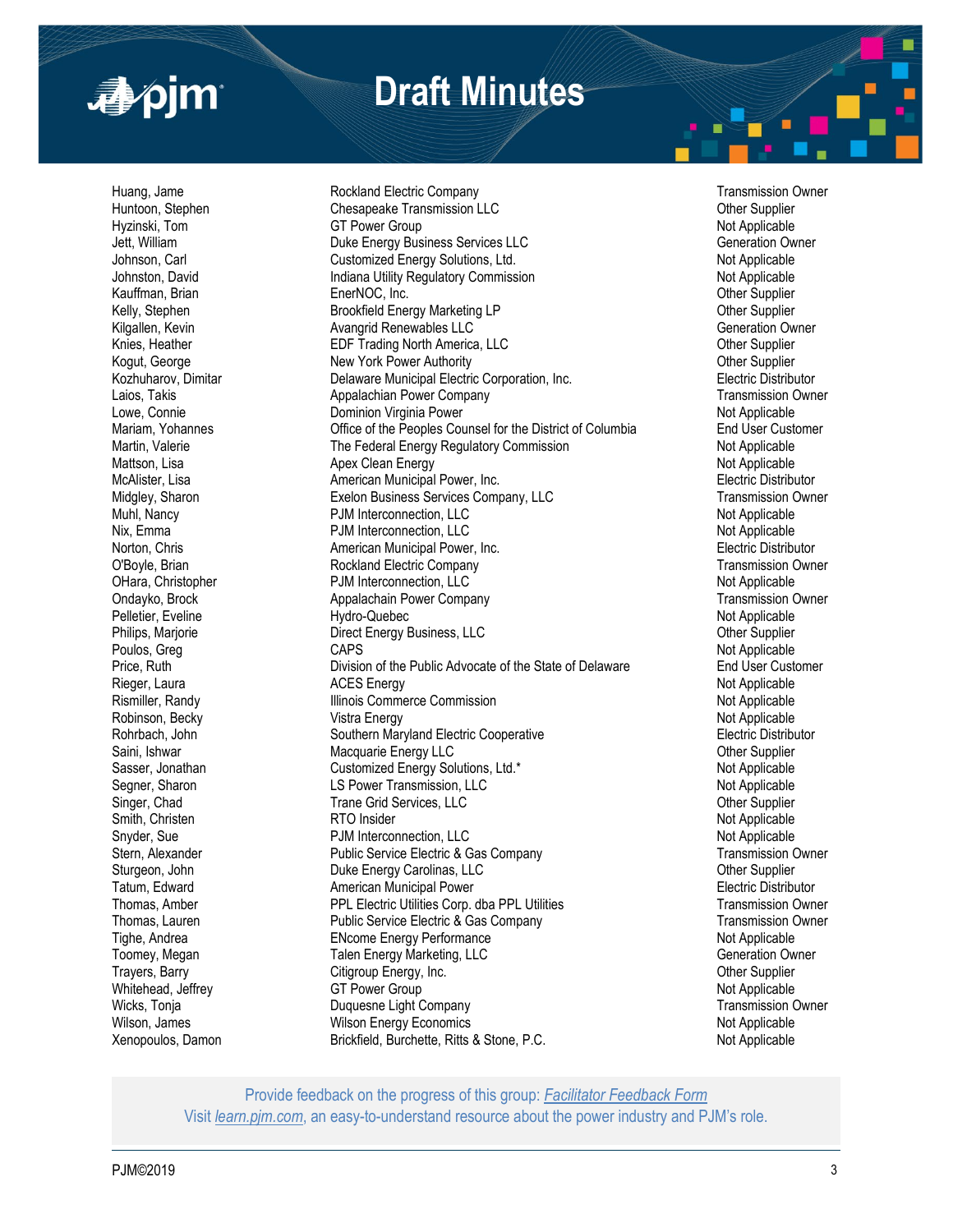| | | |
|---|---|---|
| Huang, Jame | Rockland Electric Company | Transmission Owner |
| Huntoon, Stephen | Chesapeake Transmission LLC | Other Supplier |
| Hyzinski, Tom | GT Power Group | Not Applicable |
| Jett, William | Duke Energy Business Services LLC | Generation Owner |
| Johnson, Carl | Customized Energy Solutions, Ltd. | Not Applicable |
| Johnston, David | Indiana Utility Regulatory Commission | Not Applicable |
| Kauffman, Brian | EnerNOC, Inc. | Other Supplier |
| Kelly, Stephen | Brookfield Energy Marketing LP | Other Supplier |
| Kilgallen, Kevin | Avangrid Renewables LLC | Generation Owner |
| Knies, Heather | EDF Trading North America, LLC | Other Supplier |
| Kogut, George | New York Power Authority | Other Supplier |
| Kozhuharov, Dimitar | Delaware Municipal Electric Corporation, Inc. | Electric Distributor |
| Laios, Takis | Appalachian Power Company | Transmission Owner |
| Lowe, Connie | Dominion Virginia Power | Not Applicable |
| Mariam, Yohannes | Office of the Peoples Counsel for the District of Columbia | End User Customer |
| Martin, Valerie | The Federal Energy Regulatory Commission | Not Applicable |
| Mattson, Lisa | Apex Clean Energy | Not Applicable |
| McAlister, Lisa | American Municipal Power, Inc. | Electric Distributor |
| Midgley, Sharon | Exelon Business Services Company, LLC | Transmission Owner |
| Muhl, Nancy | PJM Interconnection, LLC | Not Applicable |
| Nix, Emma | PJM Interconnection, LLC | Not Applicable |
| Norton, Chris | American Municipal Power, Inc. | Electric Distributor |
| O'Boyle, Brian | Rockland Electric Company | Transmission Owner |
| OHara, Christopher | PJM Interconnection, LLC | Not Applicable |
| Ondayko, Brock | Appalachain Power Company | Transmission Owner |
| Pelletier, Eveline | Hydro-Quebec | Not Applicable |
| Philips, Marjorie | Direct Energy Business, LLC | Other Supplier |
| Poulos, Greg | CAPS | Not Applicable |
| Price, Ruth | Division of the Public Advocate of the State of Delaware | End User Customer |
| Rieger, Laura | ACES Energy | Not Applicable |
| Rismiller, Randy | Illinois Commerce Commission | Not Applicable |
| Robinson, Becky | Vistra Energy | Not Applicable |
| Rohrbach, John | Southern Maryland Electric Cooperative | Electric Distributor |
| Saini, Ishwar | Macquarie Energy LLC | Other Supplier |
| Sasser, Jonathan | Customized Energy Solutions, Ltd.* | Not Applicable |
| Segner, Sharon | LS Power Transmission, LLC | Not Applicable |
| Singer, Chad | Trane Grid Services, LLC | Other Supplier |
| Smith, Christen | RTO Insider | Not Applicable |
| Snyder, Sue | PJM Interconnection, LLC | Not Applicable |
| Stern, Alexander | Public Service Electric & Gas Company | Transmission Owner |
| Sturgeon, John | Duke Energy Carolinas, LLC | Other Supplier |
| Tatum, Edward | American Municipal Power | Electric Distributor |
| Thomas, Amber | PPL Electric Utilities Corp. dba PPL Utilities | Transmission Owner |
| Thomas, Lauren | Public Service Electric & Gas Company | Transmission Owner |
| Tighe, Andrea | ENcome Energy Performance | Not Applicable |
| Toomey, Megan | Talen Energy Marketing, LLC | Generation Owner |
| Trayers, Barry | Citigroup Energy, Inc. | Other Supplier |
| Whitehead, Jeffrey | GT Power Group | Not Applicable |
| Wicks, Tonja | Duquesne Light Company | Transmission Owner |
| Wilson, James | Wilson Energy Economics | Not Applicable |
| Xenopoulos, Damon | Brickfield, Burchette, Ritts & Stone, P.C. | Not Applicable |

Provide feedback on the progress of this group: *Facilitator Feedback Form*
Visit *learn.pjm.com*, an easy-to-understand resource about the power industry and PJM's role.